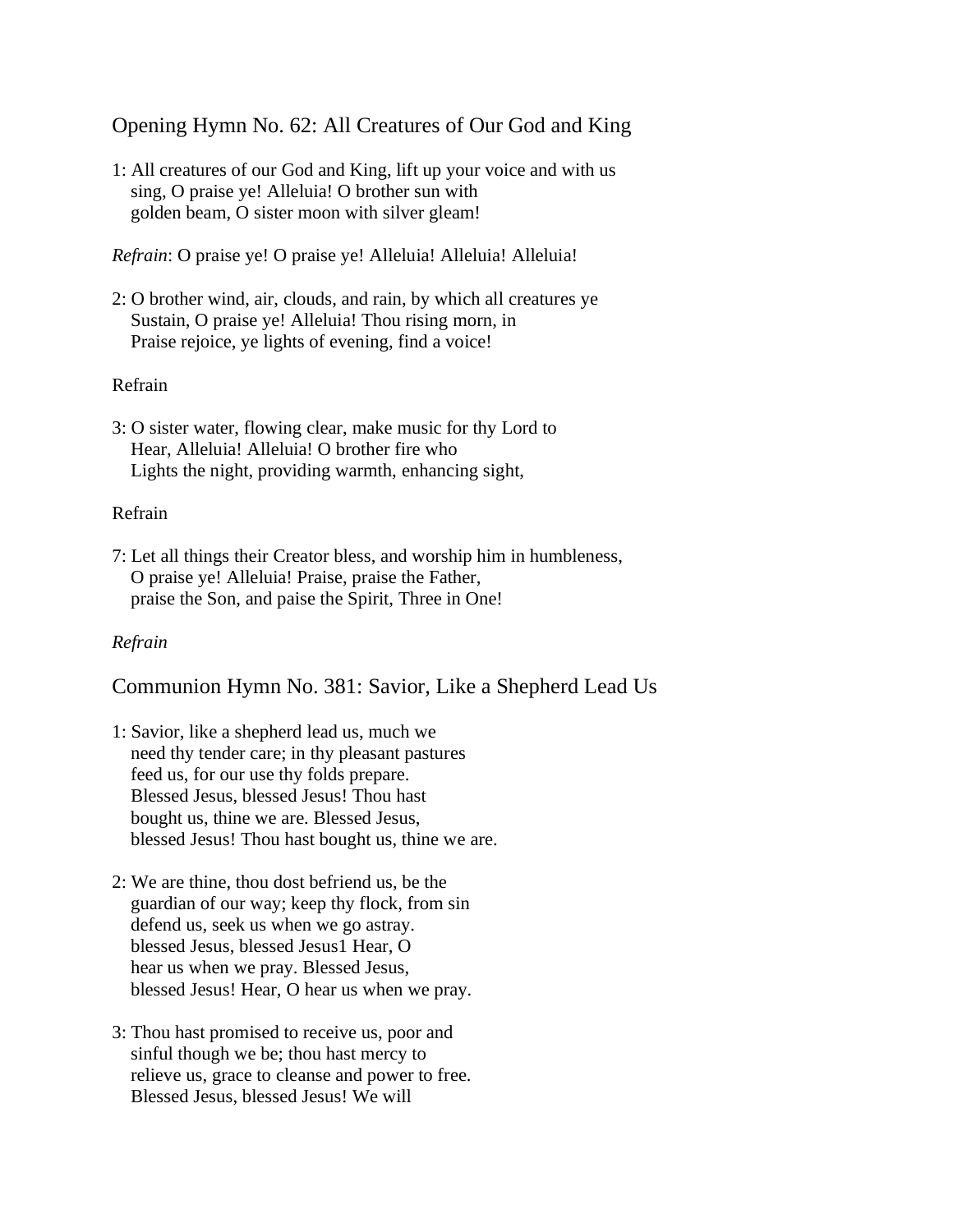## Opening Hymn No. 62: All Creatures of Our God and King

1: All creatures of our God and King, lift up your voice and with us
sing, O praise ye! Alleluia! O brother sun with
golden beam, O sister moon with silver gleam!

*Refrain*: O praise ye! O praise ye! Alleluia! Alleluia! Alleluia!

2: O brother wind, air, clouds, and rain, by which all creatures ye
Sustain, O praise ye! Alleluia! Thou rising morn, in
Praise rejoice, ye lights of evening, find a voice!

Refrain

3: O sister water, flowing clear, make music for thy Lord to
Hear, Alleluia! Alleluia! O brother fire who
Lights the night, providing warmth, enhancing sight,

Refrain

7: Let all things their Creator bless, and worship him in humbleness,
O praise ye! Alleluia! Praise, praise the Father,
praise the Son, and paise the Spirit, Three in One!

*Refrain*

## Communion Hymn No. 381: Savior, Like a Shepherd Lead Us

1: Savior, like a shepherd lead us, much we
need thy tender care; in thy pleasant pastures
feed us, for our use thy folds prepare.
Blessed Jesus, blessed Jesus! Thou hast
bought us, thine we are. Blessed Jesus,
blessed Jesus! Thou hast bought us, thine we are.

2: We are thine, thou dost befriend us, be the
guardian of our way; keep thy flock, from sin
defend us, seek us when we go astray.
blessed Jesus, blessed Jesus1 Hear, O
hear us when we pray. Blessed Jesus,
blessed Jesus! Hear, O hear us when we pray.

3: Thou hast promised to receive us, poor and
sinful though we be; thou hast mercy to
relieve us, grace to cleanse and power to free.
Blessed Jesus, blessed Jesus! We will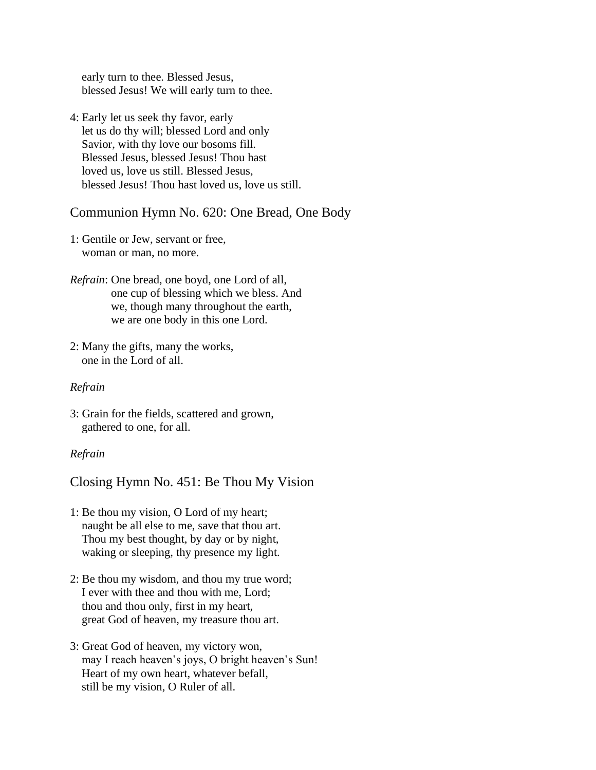early turn to thee. Blessed Jesus,
blessed Jesus! We will early turn to thee.

4: Early let us seek thy favor, early
let us do thy will; blessed Lord and only
Savior, with thy love our bosoms fill.
Blessed Jesus, blessed Jesus! Thou hast
loved us, love us still. Blessed Jesus,
blessed Jesus! Thou hast loved us, love us still.

## Communion Hymn No. 620: One Bread, One Body

1: Gentile or Jew, servant or free,
woman or man, no more.

*Refrain*: One bread, one boyd, one Lord of all,
one cup of blessing which we bless. And
we, though many throughout the earth,
we are one body in this one Lord.

2: Many the gifts, many the works,
one in the Lord of all.

*Refrain*

3: Grain for the fields, scattered and grown,
gathered to one, for all.

*Refrain*

## Closing Hymn No. 451: Be Thou My Vision

1: Be thou my vision, O Lord of my heart;
naught be all else to me, save that thou art.
Thou my best thought, by day or by night,
waking or sleeping, thy presence my light.

2: Be thou my wisdom, and thou my true word;
I ever with thee and thou with me, Lord;
thou and thou only, first in my heart,
great God of heaven, my treasure thou art.

3: Great God of heaven, my victory won,
may I reach heaven's joys, O bright heaven's Sun!
Heart of my own heart, whatever befall,
still be my vision, O Ruler of all.